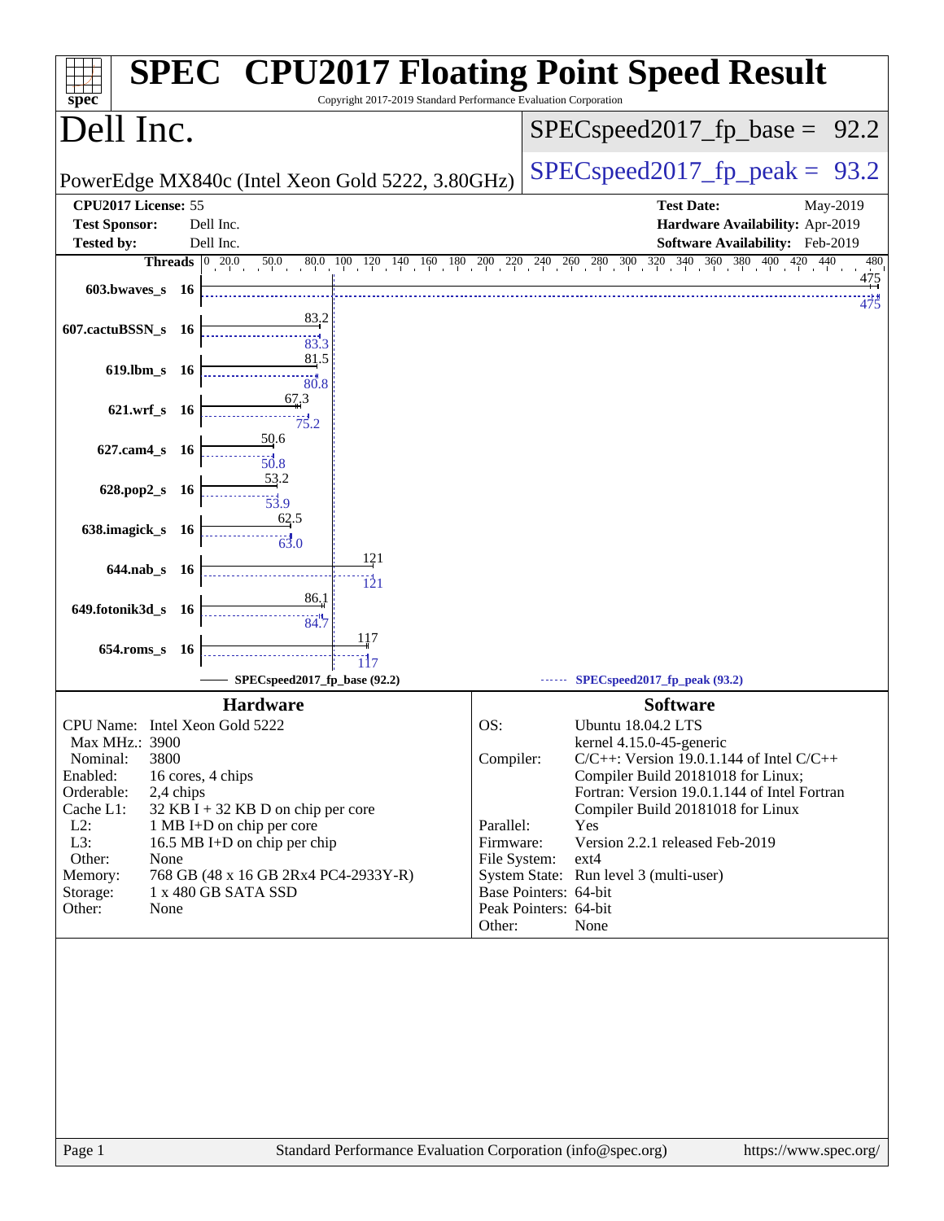# SPEC CPU2017 Floating Point Speed Result

Copyright 2017-2019 Standard Performance Evaluation Corporation

## Dell Inc.

PowerEdge MX840c (Intel Xeon Gold 5222, 3.80GHz)

SPECspeed2017_fp_base = 92.2

SPECspeed2017_fp_peak = 93.2

| | | | |
|---|---|---|---|
| **CPU2017 License:** | 55 | **Test Date:** | May-2019 |
| **Test Sponsor:** | Dell Inc. | **Hardware Availability:** | Apr-2019 |
| **Tested by:** | Dell Inc. | **Software Availability:** | Feb-2019 |

| Benchmark | Threads | Base | Peak |
|---|---|---|---|
| 603.bwaves_s | 16 | 475 | 475 |
| 607.cactuBSSN_s | 16 | 83.2 | 83.3 |
| 619.lbm_s | 16 | 81.5 | 80.8 |
| 621.wrf_s | 16 | 67.3 | 75.2 |
| 627.cam4_s | 16 | 50.6 | 50.8 |
| 628.pop2_s | 16 | 53.2 | 53.9 |
| 638.imagick_s | 16 | 62.5 | 63.0 |
| 644.nab_s | 16 | 121 | 121 |
| 649.fotonik3d_s | 16 | 86.1 | 84.7 |
| 654.roms_s | 16 | 117 | 117 |

SPECspeed2017_fp_base (92.2) ------ SPECspeed2017_fp_peak (93.2)

### Hardware

| | |
|---|---|
| CPU Name: | Intel Xeon Gold 5222 |
| Max MHz.: | 3900 |
| Nominal: | 3800 |
| Enabled: | 16 cores, 4 chips |
| Orderable: | 2,4 chips |
| Cache L1: | 32 KB I + 32 KB D on chip per core |
| L2: | 1 MB I+D on chip per core |
| L3: | 16.5 MB I+D on chip per chip |
| Other: | None |
| Memory: | 768 GB (48 x 16 GB 2Rx4 PC4-2933Y-R) |
| Storage: | 1 x 480 GB SATA SSD |
| Other: | None |

### Software

| | |
|---|---|
| OS: | Ubuntu 18.04.2 LTS<br>kernel 4.15.0-45-generic |
| Compiler: | C/C++: Version 19.0.1.144 of Intel C/C++ Compiler Build 20181018 for Linux;<br>Fortran: Version 19.0.1.144 of Intel Fortran Compiler Build 20181018 for Linux |
| Parallel: | Yes |
| Firmware: | Version 2.2.1 released Feb-2019 |
| File System: | ext4 |
| System State: | Run level 3 (multi-user) |
| Base Pointers: | 64-bit |
| Peak Pointers: | 64-bit |
| Other: | None |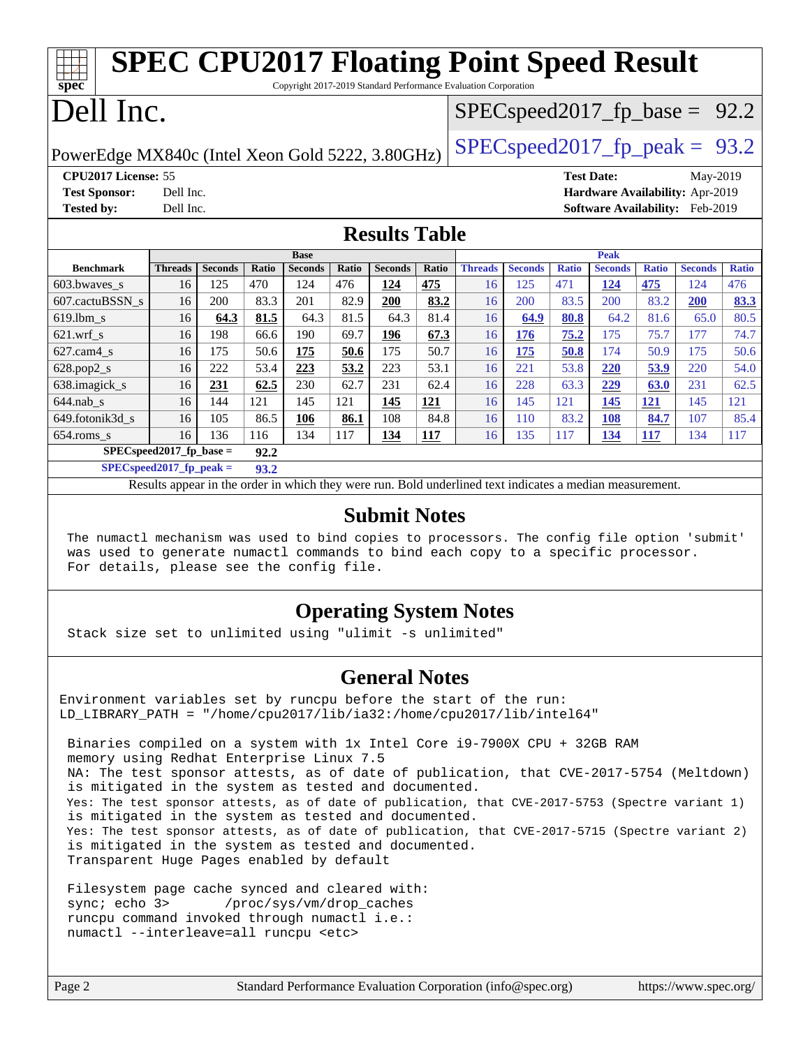# SPEC CPU2017 Floating Point Speed Result

Copyright 2017-2019 Standard Performance Evaluation Corporation

# Dell Inc.

PowerEdge MX840c (Intel Xeon Gold 5222, 3.80GHz)

SPECspeed2017_fp_base = 92.2

SPECspeed2017_fp_peak = 93.2

**CPU2017 License:** 55
**Test Sponsor:** Dell Inc.
**Tested by:** Dell Inc.

**Test Date:** May-2019
**Hardware Availability:** Apr-2019
**Software Availability:** Feb-2019

## Results Table

| | Base | | | | | | | Peak | | | | | | |
|---|---|---|---|---|---|---|---|---|---|---|---|---|---|---|
| **Benchmark** | **Threads** | **Seconds** | **Ratio** | **Seconds** | **Ratio** | **Seconds** | **Ratio** | **Threads** | **Seconds** | **Ratio** | **Seconds** | **Ratio** | **Seconds** | **Ratio** |
| 603.bwaves_s | 16 | 125 | 470 | 124 | 476 | **124** | **475** | 16 | 125 | 471 | **124** | **475** | 124 | 476 |
| 607.cactuBSSN_s | 16 | 200 | 83.3 | 201 | 82.9 | **200** | **83.2** | 16 | 200 | 83.5 | 200 | 83.2 | **200** | **83.3** |
| 619.lbm_s | 16 | **64.3** | **81.5** | 64.3 | 81.5 | 64.3 | 81.4 | 16 | **64.9** | **80.8** | 64.2 | 81.6 | 65.0 | 80.5 |
| 621.wrf_s | 16 | 198 | 66.6 | 190 | 69.7 | **196** | **67.3** | 16 | **176** | **75.2** | 175 | 75.7 | 177 | 74.7 |
| 627.cam4_s | 16 | 175 | 50.6 | **175** | **50.6** | 175 | 50.7 | 16 | **175** | **50.8** | 174 | 50.9 | 175 | 50.6 |
| 628.pop2_s | 16 | 222 | 53.4 | **223** | **53.2** | 223 | 53.1 | 16 | 221 | 53.8 | **220** | **53.9** | 220 | 54.0 |
| 638.imagick_s | 16 | **231** | **62.5** | 230 | 62.7 | 231 | 62.4 | 16 | 228 | 63.3 | **229** | **63.0** | 231 | 62.5 |
| 644.nab_s | 16 | 144 | 121 | 145 | 121 | **145** | **121** | 16 | 145 | 121 | **145** | **121** | 145 | 121 |
| 649.fotonik3d_s | 16 | 105 | 86.5 | **106** | **86.1** | 108 | 84.8 | 16 | 110 | 83.2 | **108** | **84.7** | 107 | 85.4 |
| 654.roms_s | 16 | 136 | 116 | 134 | 117 | **134** | **117** | 16 | 135 | 117 | **134** | **117** | 134 | 117 |

**SPECspeed2017_fp_base = 92.2**

**SPECspeed2017_fp_peak = 93.2**

Results appear in the order in which they were run. Bold underlined text indicates a median measurement.

## Submit Notes

```
The numactl mechanism was used to bind copies to processors. The config file option 'submit'
was used to generate numactl commands to bind each copy to a specific processor.
For details, please see the config file.
```

## Operating System Notes

```
Stack size set to unlimited using "ulimit -s unlimited"
```

## General Notes

```
Environment variables set by runcpu before the start of the run:
LD_LIBRARY_PATH = "/home/cpu2017/lib/ia32:/home/cpu2017/lib/intel64"

 Binaries compiled on a system with 1x Intel Core i9-7900X CPU + 32GB RAM
 memory using Redhat Enterprise Linux 7.5
 NA: The test sponsor attests, as of date of publication, that CVE-2017-5754 (Meltdown)
 is mitigated in the system as tested and documented.
 Yes: The test sponsor attests, as of date of publication, that CVE-2017-5753 (Spectre variant 1)
 is mitigated in the system as tested and documented.
 Yes: The test sponsor attests, as of date of publication, that CVE-2017-5715 (Spectre variant 2)
 is mitigated in the system as tested and documented.
 Transparent Huge Pages enabled by default

 Filesystem page cache synced and cleared with:
 sync; echo 3>       /proc/sys/vm/drop_caches
 runcpu command invoked through numactl i.e.:
 numactl --interleave=all runcpu <etc>
```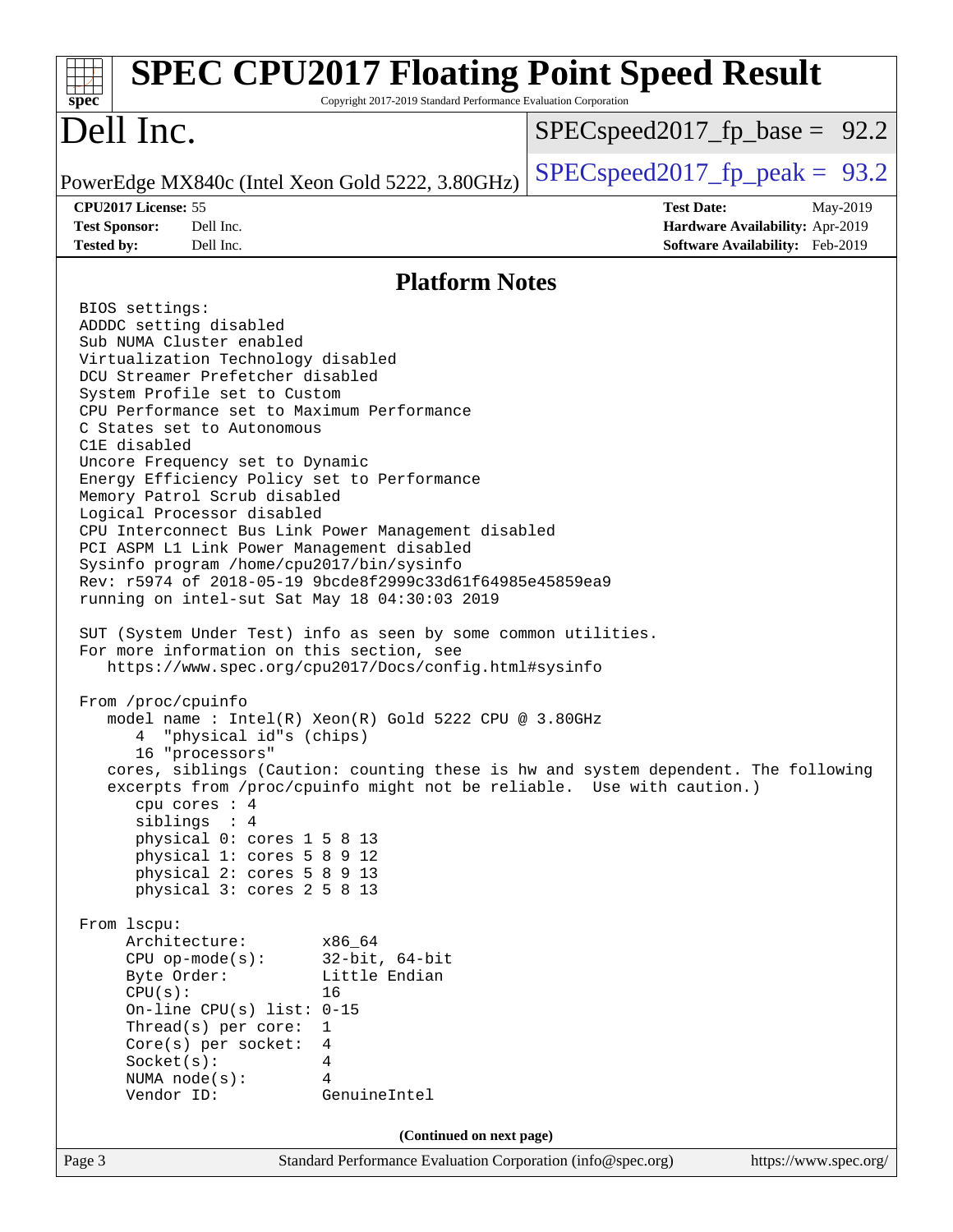# SPEC CPU2017 Floating Point Speed Result

Copyright 2017-2019 Standard Performance Evaluation Corporation

# Dell Inc.

PowerEdge MX840c (Intel Xeon Gold 5222, 3.80GHz)

SPECspeed2017_fp_base = 92.2

SPECspeed2017_fp_peak = 93.2

**CPU2017 License:** 55
**Test Sponsor:** Dell Inc.
**Tested by:** Dell Inc.

**Test Date:** May-2019
**Hardware Availability:** Apr-2019
**Software Availability:** Feb-2019

## Platform Notes

```
BIOS settings:
ADDDC setting disabled
Sub NUMA Cluster enabled
Virtualization Technology disabled
DCU Streamer Prefetcher disabled
System Profile set to Custom
CPU Performance set to Maximum Performance
C States set to Autonomous
C1E disabled
Uncore Frequency set to Dynamic
Energy Efficiency Policy set to Performance
Memory Patrol Scrub disabled
Logical Processor disabled
CPU Interconnect Bus Link Power Management disabled
PCI ASPM L1 Link Power Management disabled
Sysinfo program /home/cpu2017/bin/sysinfo
Rev: r5974 of 2018-05-19 9bcde8f2999c33d61f64985e45859ea9
running on intel-sut Sat May 18 04:30:03 2019

SUT (System Under Test) info as seen by some common utilities.
For more information on this section, see
   https://www.spec.org/cpu2017/Docs/config.html#sysinfo

From /proc/cpuinfo
   model name : Intel(R) Xeon(R) Gold 5222 CPU @ 3.80GHz
      4  "physical id"s (chips)
      16 "processors"
   cores, siblings (Caution: counting these is hw and system dependent. The following
   excerpts from /proc/cpuinfo might not be reliable.  Use with caution.)
      cpu cores : 4
      siblings  : 4
      physical 0: cores 1 5 8 13
      physical 1: cores 5 8 9 12
      physical 2: cores 5 8 9 13
      physical 3: cores 2 5 8 13

From lscpu:
     Architecture:        x86_64
     CPU op-mode(s):      32-bit, 64-bit
     Byte Order:          Little Endian
     CPU(s):              16
     On-line CPU(s) list: 0-15
     Thread(s) per core:  1
     Core(s) per socket:  4
     Socket(s):           4
     NUMA node(s):        4
     Vendor ID:           GenuineIntel
```

**(Continued on next page)**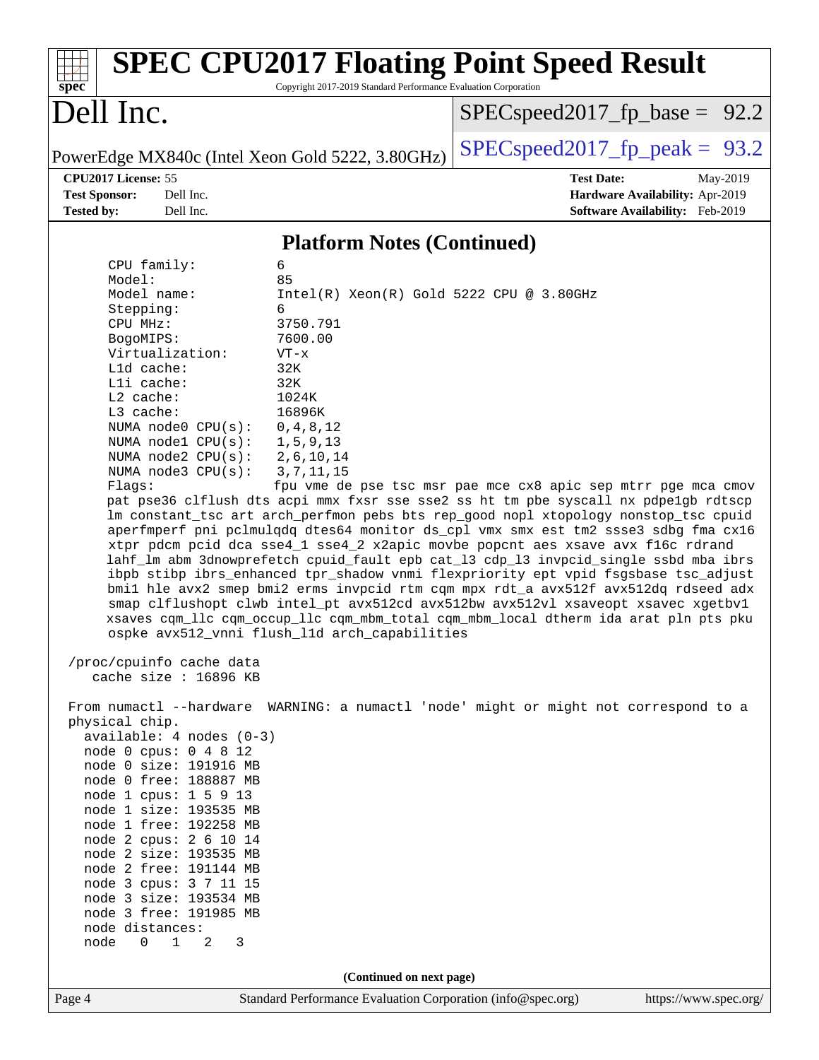## Platform Notes (Continued)

```
     CPU family:          6
     Model:               85
     Model name:          Intel(R) Xeon(R) Gold 5222 CPU @ 3.80GHz
     Stepping:            6
     CPU MHz:             3750.791
     BogoMIPS:            7600.00
     Virtualization:      VT-x
     L1d cache:           32K
     L1i cache:           32K
     L2 cache:            1024K
     L3 cache:            16896K
     NUMA node0 CPU(s):   0,4,8,12
     NUMA node1 CPU(s):   1,5,9,13
     NUMA node2 CPU(s):   2,6,10,14
     NUMA node3 CPU(s):   3,7,11,15
     Flags:               fpu vme de pse tsc msr pae mce cx8 apic sep mtrr pge mca cmov
     pat pse36 clflush dts acpi mmx fxsr sse sse2 ss ht tm pbe syscall nx pdpe1gb rdtscp
     lm constant_tsc art arch_perfmon pebs bts rep_good nopl xtopology nonstop_tsc cpuid
     aperfmperf pni pclmulqdq dtes64 monitor ds_cpl vmx smx est tm2 ssse3 sdbg fma cx16
     xtpr pdcm pcid dca sse4_1 sse4_2 x2apic movbe popcnt aes xsave avx f16c rdrand
     lahf_lm abm 3dnowprefetch cpuid_fault epb cat_l3 cdp_l3 invpcid_single ssbd mba ibrs
     ibpb stibp ibrs_enhanced tpr_shadow vnmi flexpriority ept vpid fsgsbase tsc_adjust
     bmi1 hle avx2 smep bmi2 erms invpcid rtm cqm mpx rdt_a avx512f avx512dq rdseed adx
     smap clflushopt clwb intel_pt avx512cd avx512bw avx512vl xsaveopt xsavec xgetbv1
     xsaves cqm_llc cqm_occup_llc cqm_mbm_total cqm_mbm_local dtherm ida arat pln pts pku
     ospke avx512_vnni flush_l1d arch_capabilities

 /proc/cpuinfo cache data
    cache size : 16896 KB

 From numactl --hardware  WARNING: a numactl 'node' might or might not correspond to a
 physical chip.
   available: 4 nodes (0-3)
   node 0 cpus: 0 4 8 12
   node 0 size: 191916 MB
   node 0 free: 188887 MB
   node 1 cpus: 1 5 9 13
   node 1 size: 193535 MB
   node 1 free: 192258 MB
   node 2 cpus: 2 6 10 14
   node 2 size: 193535 MB
   node 2 free: 191144 MB
   node 3 cpus: 3 7 11 15
   node 3 size: 193534 MB
   node 3 free: 191985 MB
   node distances:
   node   0   1   2   3
```

(Continued on next page)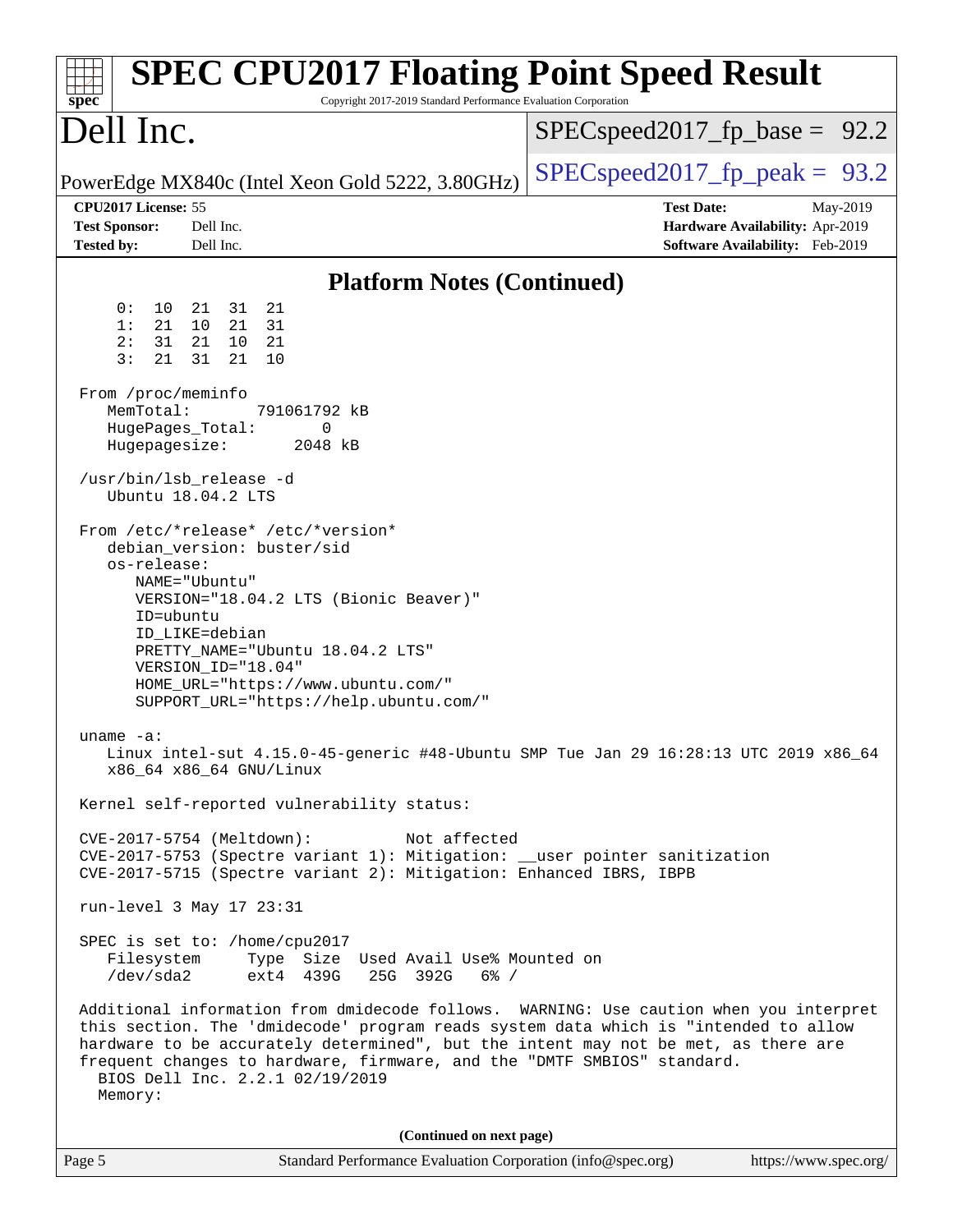## Platform Notes (Continued)

```
     0:  10  21  31  21
     1:  21  10  21  31
     2:  31  21  10  21
     3:  21  31  21  10

 From /proc/meminfo
    MemTotal:       791061792 kB
    HugePages_Total:       0
    Hugepagesize:       2048 kB

 /usr/bin/lsb_release -d
    Ubuntu 18.04.2 LTS

 From /etc/*release* /etc/*version*
    debian_version: buster/sid
    os-release:
       NAME="Ubuntu"
       VERSION="18.04.2 LTS (Bionic Beaver)"
       ID=ubuntu
       ID_LIKE=debian
       PRETTY_NAME="Ubuntu 18.04.2 LTS"
       VERSION_ID="18.04"
       HOME_URL="https://www.ubuntu.com/"
       SUPPORT_URL="https://help.ubuntu.com/"

 uname -a:
    Linux intel-sut 4.15.0-45-generic #48-Ubuntu SMP Tue Jan 29 16:28:13 UTC 2019 x86_64
    x86_64 x86_64 GNU/Linux

 Kernel self-reported vulnerability status:

 CVE-2017-5754 (Meltdown):          Not affected
 CVE-2017-5753 (Spectre variant 1): Mitigation: __user pointer sanitization
 CVE-2017-5715 (Spectre variant 2): Mitigation: Enhanced IBRS, IBPB

 run-level 3 May 17 23:31

 SPEC is set to: /home/cpu2017
    Filesystem     Type  Size  Used Avail Use% Mounted on
    /dev/sda2      ext4  439G   25G  392G   6% /

 Additional information from dmidecode follows.  WARNING: Use caution when you interpret
 this section. The 'dmidecode' program reads system data which is "intended to allow
 hardware to be accurately determined", but the intent may not be met, as there are
 frequent changes to hardware, firmware, and the "DMTF SMBIOS" standard.
   BIOS Dell Inc. 2.2.1 02/19/2019
   Memory:
```

(Continued on next page)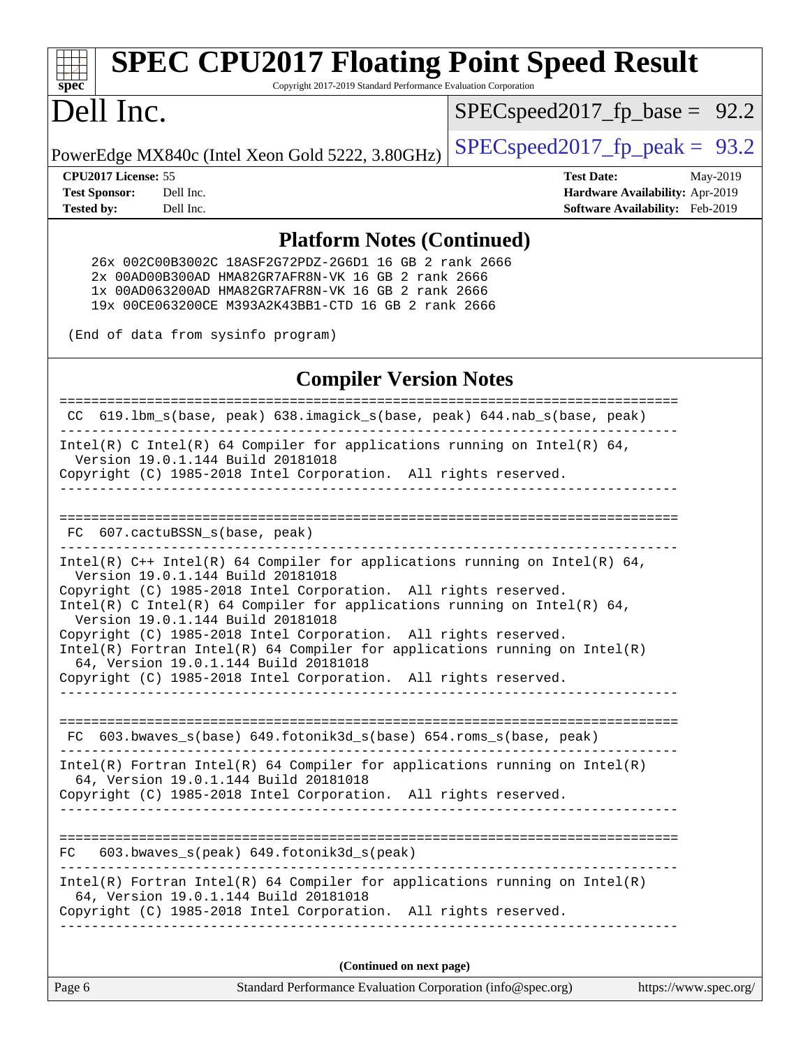## Platform Notes (Continued)

```
    26x 002C00B3002C 18ASF2G72PDZ-2G6D1 16 GB 2 rank 2666
    2x 00AD00B300AD HMA82GR7AFR8N-VK 16 GB 2 rank 2666
    1x 00AD063200AD HMA82GR7AFR8N-VK 16 GB 2 rank 2666
    19x 00CE063200CE M393A2K43BB1-CTD 16 GB 2 rank 2666

 (End of data from sysinfo program)
```

## Compiler Version Notes

```
==============================================================================
 CC  619.lbm_s(base, peak) 638.imagick_s(base, peak) 644.nab_s(base, peak)
------------------------------------------------------------------------------
Intel(R) C Intel(R) 64 Compiler for applications running on Intel(R) 64,
  Version 19.0.1.144 Build 20181018
Copyright (C) 1985-2018 Intel Corporation.  All rights reserved.
------------------------------------------------------------------------------

==============================================================================
 FC  607.cactuBSSN_s(base, peak)
------------------------------------------------------------------------------
Intel(R) C++ Intel(R) 64 Compiler for applications running on Intel(R) 64,
  Version 19.0.1.144 Build 20181018
Copyright (C) 1985-2018 Intel Corporation.  All rights reserved.
Intel(R) C Intel(R) 64 Compiler for applications running on Intel(R) 64,
  Version 19.0.1.144 Build 20181018
Copyright (C) 1985-2018 Intel Corporation.  All rights reserved.
Intel(R) Fortran Intel(R) 64 Compiler for applications running on Intel(R)
  64, Version 19.0.1.144 Build 20181018
Copyright (C) 1985-2018 Intel Corporation.  All rights reserved.
------------------------------------------------------------------------------

==============================================================================
 FC  603.bwaves_s(base) 649.fotonik3d_s(base) 654.roms_s(base, peak)
------------------------------------------------------------------------------
Intel(R) Fortran Intel(R) 64 Compiler for applications running on Intel(R)
  64, Version 19.0.1.144 Build 20181018
Copyright (C) 1985-2018 Intel Corporation.  All rights reserved.
------------------------------------------------------------------------------

==============================================================================
FC   603.bwaves_s(peak) 649.fotonik3d_s(peak)
------------------------------------------------------------------------------
Intel(R) Fortran Intel(R) 64 Compiler for applications running on Intel(R)
  64, Version 19.0.1.144 Build 20181018
Copyright (C) 1985-2018 Intel Corporation.  All rights reserved.
------------------------------------------------------------------------------
```

**(Continued on next page)**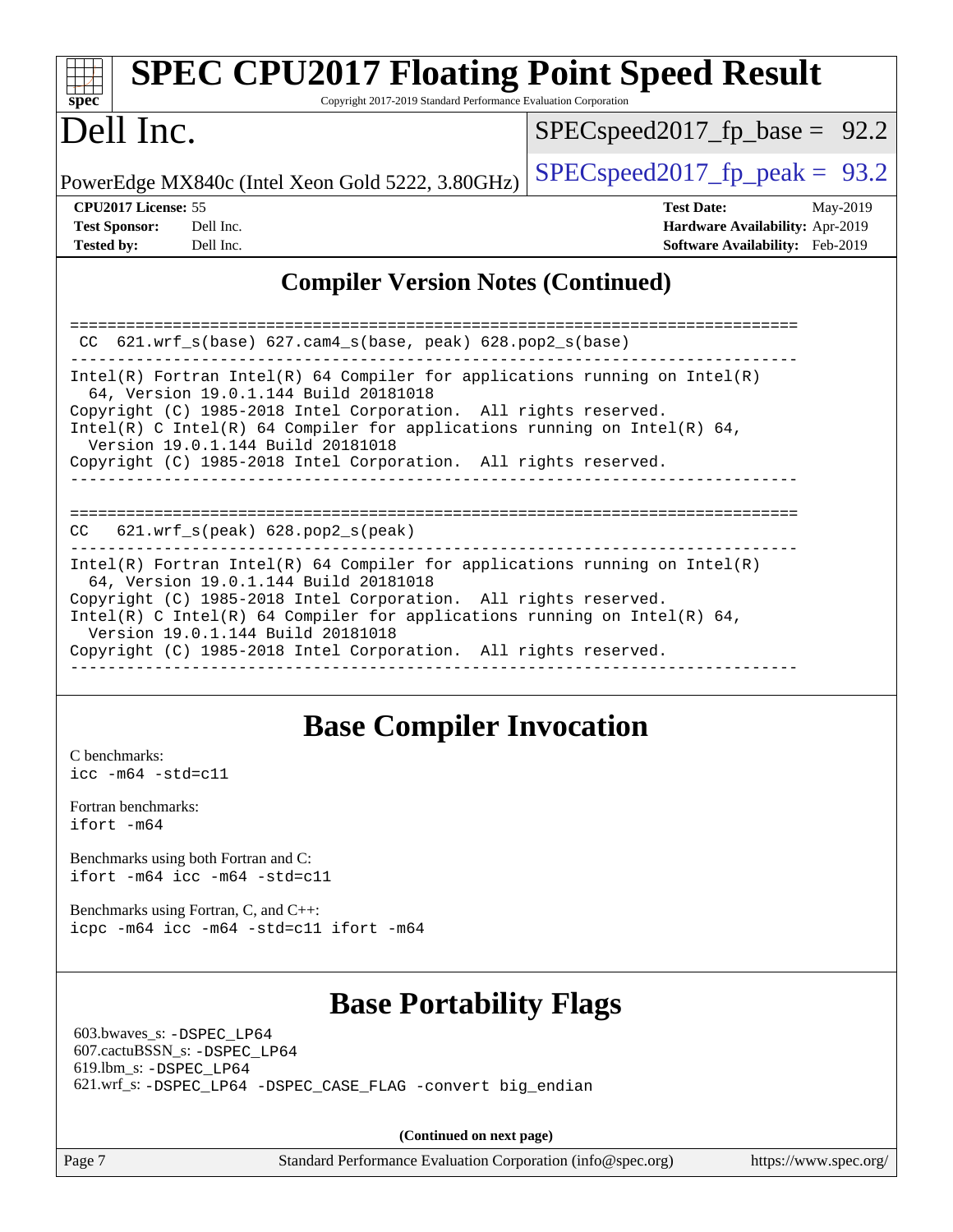## Compiler Version Notes (Continued)

```
==============================================================================
 CC  621.wrf_s(base) 627.cam4_s(base, peak) 628.pop2_s(base)
------------------------------------------------------------------------------
Intel(R) Fortran Intel(R) 64 Compiler for applications running on Intel(R)
  64, Version 19.0.1.144 Build 20181018
Copyright (C) 1985-2018 Intel Corporation.  All rights reserved.
Intel(R) C Intel(R) 64 Compiler for applications running on Intel(R) 64,
  Version 19.0.1.144 Build 20181018
Copyright (C) 1985-2018 Intel Corporation.  All rights reserved.
------------------------------------------------------------------------------

==============================================================================
CC   621.wrf_s(peak) 628.pop2_s(peak)
------------------------------------------------------------------------------
Intel(R) Fortran Intel(R) 64 Compiler for applications running on Intel(R)
  64, Version 19.0.1.144 Build 20181018
Copyright (C) 1985-2018 Intel Corporation.  All rights reserved.
Intel(R) C Intel(R) 64 Compiler for applications running on Intel(R) 64,
  Version 19.0.1.144 Build 20181018
Copyright (C) 1985-2018 Intel Corporation.  All rights reserved.
------------------------------------------------------------------------------
```

## Base Compiler Invocation

C benchmarks:
`icc -m64 -std=c11`

Fortran benchmarks:
`ifort -m64`

Benchmarks using both Fortran and C:
`ifort -m64 icc -m64 -std=c11`

Benchmarks using Fortran, C, and C++:
`icpc -m64 icc -m64 -std=c11 ifort -m64`

## Base Portability Flags

603.bwaves_s: `-DSPEC_LP64`
607.cactuBSSN_s: `-DSPEC_LP64`
619.lbm_s: `-DSPEC_LP64`
621.wrf_s: `-DSPEC_LP64 -DSPEC_CASE_FLAG -convert big_endian`

**(Continued on next page)**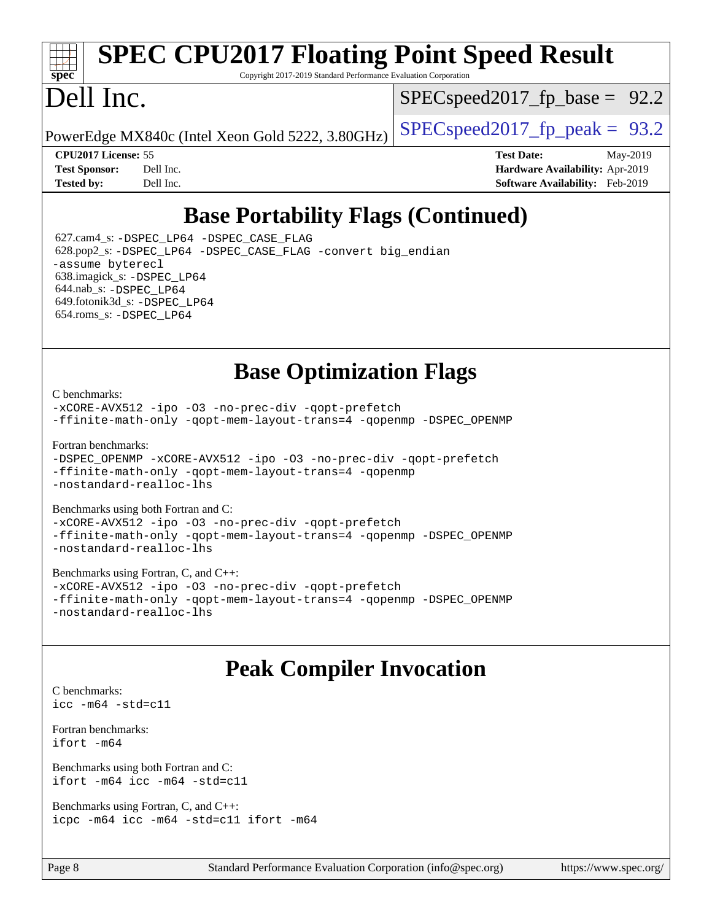## Base Portability Flags (Continued)

627.cam4_s: `-DSPEC_LP64 -DSPEC_CASE_FLAG`
628.pop2_s: `-DSPEC_LP64 -DSPEC_CASE_FLAG -convert big_endian -assume byterecl`
638.imagick_s: `-DSPEC_LP64`
644.nab_s: `-DSPEC_LP64`
649.fotonik3d_s: `-DSPEC_LP64`
654.roms_s: `-DSPEC_LP64`

## Base Optimization Flags

C benchmarks:

```
-xCORE-AVX512 -ipo -O3 -no-prec-div -qopt-prefetch
-ffinite-math-only -qopt-mem-layout-trans=4 -qopenmp -DSPEC_OPENMP
```

Fortran benchmarks:

```
-DSPEC_OPENMP -xCORE-AVX512 -ipo -O3 -no-prec-div -qopt-prefetch
-ffinite-math-only -qopt-mem-layout-trans=4 -qopenmp
-nostandard-realloc-lhs
```

Benchmarks using both Fortran and C:

```
-xCORE-AVX512 -ipo -O3 -no-prec-div -qopt-prefetch
-ffinite-math-only -qopt-mem-layout-trans=4 -qopenmp -DSPEC_OPENMP
-nostandard-realloc-lhs
```

Benchmarks using Fortran, C, and C++:

```
-xCORE-AVX512 -ipo -O3 -no-prec-div -qopt-prefetch
-ffinite-math-only -qopt-mem-layout-trans=4 -qopenmp -DSPEC_OPENMP
-nostandard-realloc-lhs
```

## Peak Compiler Invocation

C benchmarks:

```
icc -m64 -std=c11
```

Fortran benchmarks:

```
ifort -m64
```

Benchmarks using both Fortran and C:

```
ifort -m64 icc -m64 -std=c11
```

Benchmarks using Fortran, C, and C++:

```
icpc -m64 icc -m64 -std=c11 ifort -m64
```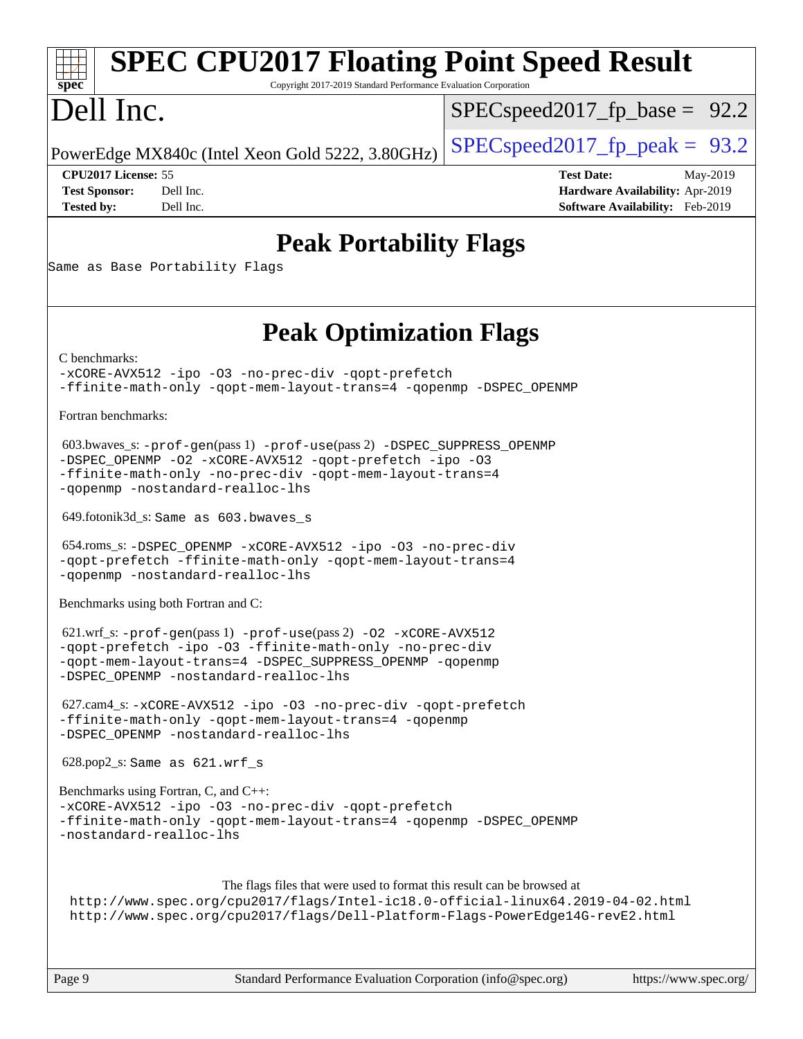## Peak Portability Flags

Same as Base Portability Flags

## Peak Optimization Flags

C benchmarks:

-xCORE-AVX512 -ipo -O3 -no-prec-div -qopt-prefetch
-ffinite-math-only -qopt-mem-layout-trans=4 -qopenmp -DSPEC_OPENMP

Fortran benchmarks:

603.bwaves_s: -prof-gen(pass 1) -prof-use(pass 2) -DSPEC_SUPPRESS_OPENMP
-DSPEC_OPENMP -O2 -xCORE-AVX512 -qopt-prefetch -ipo -O3
-ffinite-math-only -no-prec-div -qopt-mem-layout-trans=4
-qopenmp -nostandard-realloc-lhs

649.fotonik3d_s: Same as 603.bwaves_s

654.roms_s: -DSPEC_OPENMP -xCORE-AVX512 -ipo -O3 -no-prec-div
-qopt-prefetch -ffinite-math-only -qopt-mem-layout-trans=4
-qopenmp -nostandard-realloc-lhs

Benchmarks using both Fortran and C:

621.wrf_s: -prof-gen(pass 1) -prof-use(pass 2) -O2 -xCORE-AVX512
-qopt-prefetch -ipo -O3 -ffinite-math-only -no-prec-div
-qopt-mem-layout-trans=4 -DSPEC_SUPPRESS_OPENMP -qopenmp
-DSPEC_OPENMP -nostandard-realloc-lhs

627.cam4_s: -xCORE-AVX512 -ipo -O3 -no-prec-div -qopt-prefetch
-ffinite-math-only -qopt-mem-layout-trans=4 -qopenmp
-DSPEC_OPENMP -nostandard-realloc-lhs

628.pop2_s: Same as 621.wrf_s

Benchmarks using Fortran, C, and C++:

-xCORE-AVX512 -ipo -O3 -no-prec-div -qopt-prefetch
-ffinite-math-only -qopt-mem-layout-trans=4 -qopenmp -DSPEC_OPENMP
-nostandard-realloc-lhs

The flags files that were used to format this result can be browsed at
http://www.spec.org/cpu2017/flags/Intel-ic18.0-official-linux64.2019-04-02.html
http://www.spec.org/cpu2017/flags/Dell-Platform-Flags-PowerEdge14G-revE2.html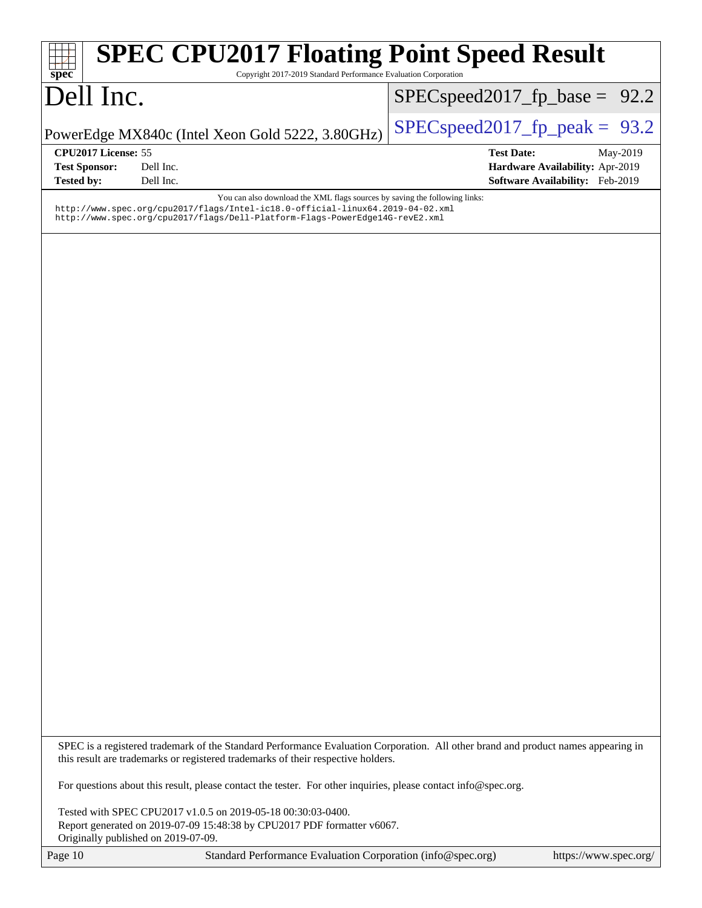# SPEC CPU2017 Floating Point Speed Result

Copyright 2017-2019 Standard Performance Evaluation Corporation

# Dell Inc.

PowerEdge MX840c (Intel Xeon Gold 5222, 3.80GHz)

SPECspeed2017_fp_base = 92.2

SPECspeed2017_fp_peak = 93.2

**CPU2017 License:** 55
**Test Sponsor:** Dell Inc.
**Tested by:** Dell Inc.

**Test Date:** May-2019
**Hardware Availability:** Apr-2019
**Software Availability:** Feb-2019

You can also download the XML flags sources by saving the following links:
http://www.spec.org/cpu2017/flags/Intel-ic18.0-official-linux64.2019-04-02.xml
http://www.spec.org/cpu2017/flags/Dell-Platform-Flags-PowerEdge14G-revE2.xml

SPEC is a registered trademark of the Standard Performance Evaluation Corporation. All other brand and product names appearing in this result are trademarks or registered trademarks of their respective holders.

For questions about this result, please contact the tester. For other inquiries, please contact info@spec.org.

Tested with SPEC CPU2017 v1.0.5 on 2019-05-18 00:30:03-0400.
Report generated on 2019-07-09 15:48:38 by CPU2017 PDF formatter v6067.
Originally published on 2019-07-09.